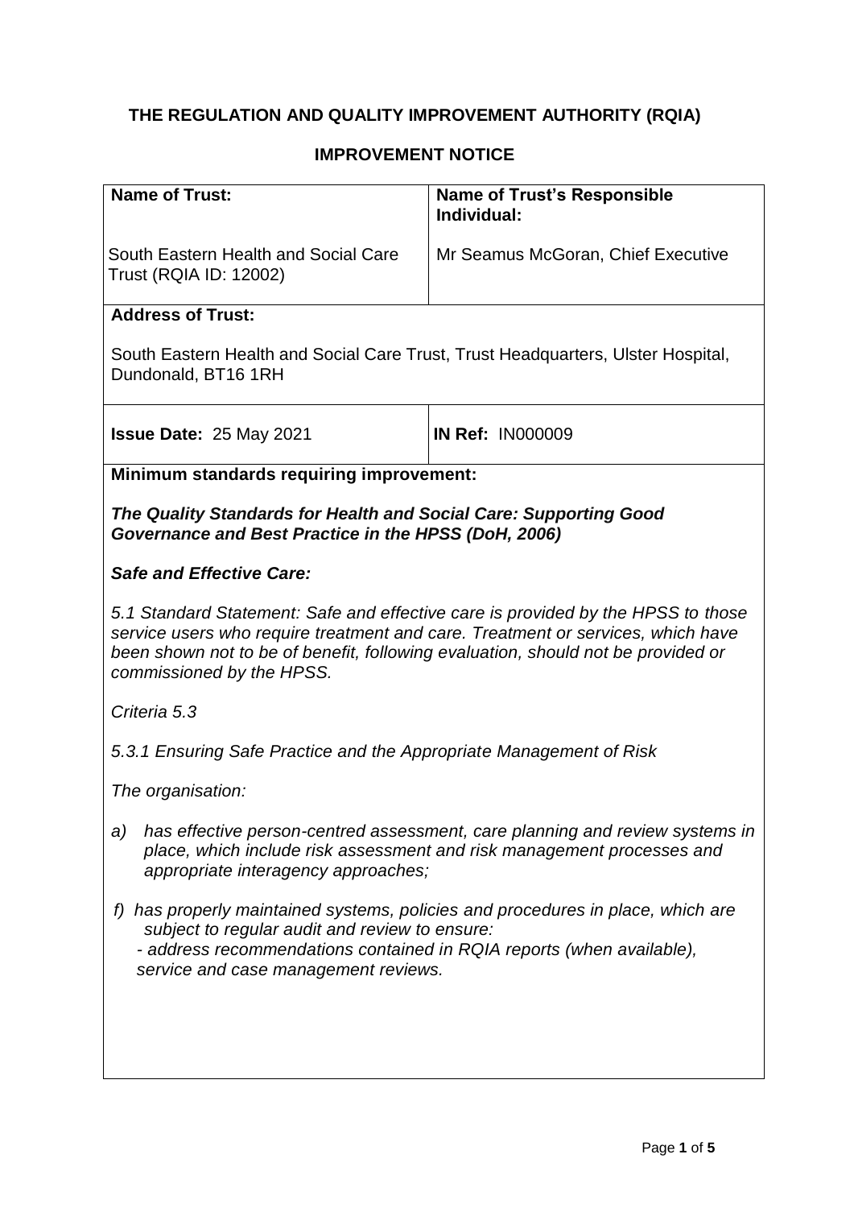# THE REGULATION AND QUALITY IMPROVEMENT AUTHORITY (RQIA)

## IMPROVEMENT NOTICE

| **Name of Trust:** South Eastern Health and Social Care Trust (RQIA ID: 12002) | **Name of Trust's Responsible Individual:** Mr Seamus McGoran, Chief Executive |
|---|---|
| **Address of Trust:** South Eastern Health and Social Care Trust, Trust Headquarters, Ulster Hospital, Dundonald, BT16 1RH | |
| **Issue Date:** 25 May 2021 | **IN Ref:** IN000009 |

**Minimum standards requiring improvement:**

***The Quality Standards for Health and Social Care: Supporting Good Governance and Best Practice in the HPSS (DoH, 2006)***

***Safe and Effective Care:***

*5.1 Standard Statement: Safe and effective care is provided by the HPSS to those service users who require treatment and care. Treatment or services, which have been shown not to be of benefit, following evaluation, should not be provided or commissioned by the HPSS.*

*Criteria 5.3*

*5.3.1 Ensuring Safe Practice and the Appropriate Management of Risk*

*The organisation:*

*a) has effective person-centred assessment, care planning and review systems in place, which include risk assessment and risk management processes and appropriate interagency approaches;*

*f) has properly maintained systems, policies and procedures in place, which are subject to regular audit and review to ensure:*
*- address recommendations contained in RQIA reports (when available), service and case management reviews.*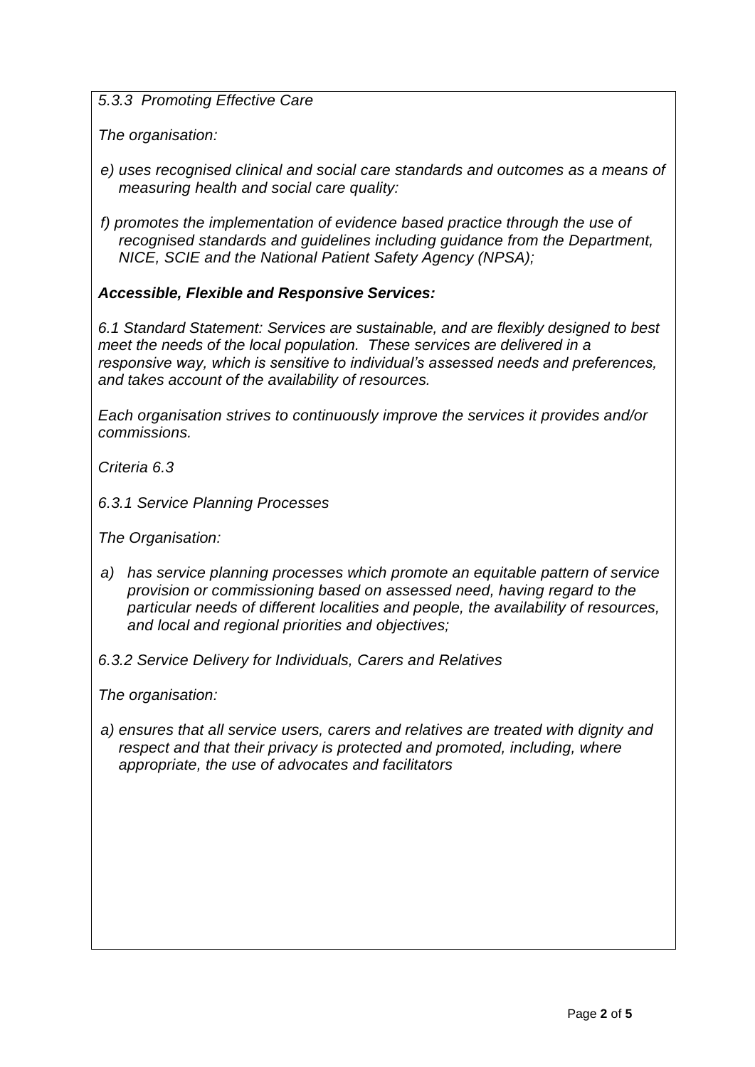*5.3.3 Promoting Effective Care*

*The organisation:*

*e) uses recognised clinical and social care standards and outcomes as a means of measuring health and social care quality:*

*f) promotes the implementation of evidence based practice through the use of recognised standards and guidelines including guidance from the Department, NICE, SCIE and the National Patient Safety Agency (NPSA);*

***Accessible, Flexible and Responsive Services:***

*6.1 Standard Statement: Services are sustainable, and are flexibly designed to best meet the needs of the local population. These services are delivered in a responsive way, which is sensitive to individual's assessed needs and preferences, and takes account of the availability of resources.*

*Each organisation strives to continuously improve the services it provides and/or commissions.*

*Criteria 6.3*

*6.3.1 Service Planning Processes*

*The Organisation:*

*a) has service planning processes which promote an equitable pattern of service provision or commissioning based on assessed need, having regard to the particular needs of different localities and people, the availability of resources, and local and regional priorities and objectives;*

*6.3.2 Service Delivery for Individuals, Carers and Relatives*

*The organisation:*

*a) ensures that all service users, carers and relatives are treated with dignity and respect and that their privacy is protected and promoted, including, where appropriate, the use of advocates and facilitators*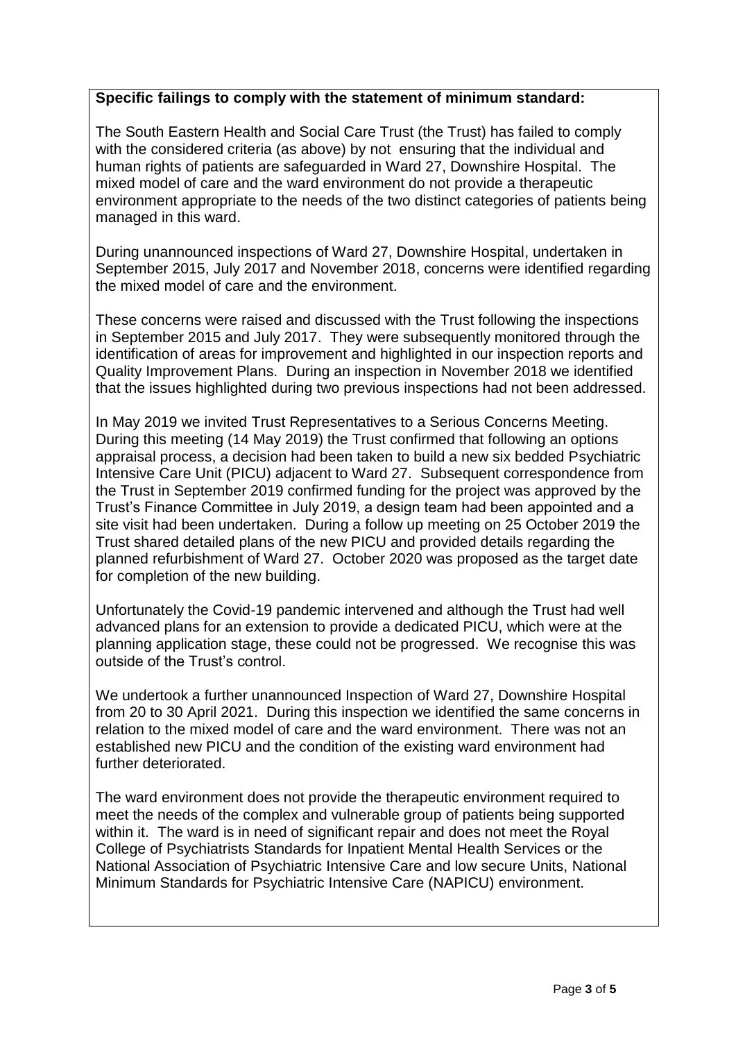**Specific failings to comply with the statement of minimum standard:**

The South Eastern Health and Social Care Trust (the Trust) has failed to comply with the considered criteria (as above) by not ensuring that the individual and human rights of patients are safeguarded in Ward 27, Downshire Hospital. The mixed model of care and the ward environment do not provide a therapeutic environment appropriate to the needs of the two distinct categories of patients being managed in this ward.

During unannounced inspections of Ward 27, Downshire Hospital, undertaken in September 2015, July 2017 and November 2018, concerns were identified regarding the mixed model of care and the environment.

These concerns were raised and discussed with the Trust following the inspections in September 2015 and July 2017. They were subsequently monitored through the identification of areas for improvement and highlighted in our inspection reports and Quality Improvement Plans. During an inspection in November 2018 we identified that the issues highlighted during two previous inspections had not been addressed.

In May 2019 we invited Trust Representatives to a Serious Concerns Meeting. During this meeting (14 May 2019) the Trust confirmed that following an options appraisal process, a decision had been taken to build a new six bedded Psychiatric Intensive Care Unit (PICU) adjacent to Ward 27. Subsequent correspondence from the Trust in September 2019 confirmed funding for the project was approved by the Trust's Finance Committee in July 2019, a design team had been appointed and a site visit had been undertaken. During a follow up meeting on 25 October 2019 the Trust shared detailed plans of the new PICU and provided details regarding the planned refurbishment of Ward 27. October 2020 was proposed as the target date for completion of the new building.

Unfortunately the Covid-19 pandemic intervened and although the Trust had well advanced plans for an extension to provide a dedicated PICU, which were at the planning application stage, these could not be progressed. We recognise this was outside of the Trust's control.

We undertook a further unannounced Inspection of Ward 27, Downshire Hospital from 20 to 30 April 2021. During this inspection we identified the same concerns in relation to the mixed model of care and the ward environment. There was not an established new PICU and the condition of the existing ward environment had further deteriorated.

The ward environment does not provide the therapeutic environment required to meet the needs of the complex and vulnerable group of patients being supported within it. The ward is in need of significant repair and does not meet the Royal College of Psychiatrists Standards for Inpatient Mental Health Services or the National Association of Psychiatric Intensive Care and low secure Units, National Minimum Standards for Psychiatric Intensive Care (NAPICU) environment.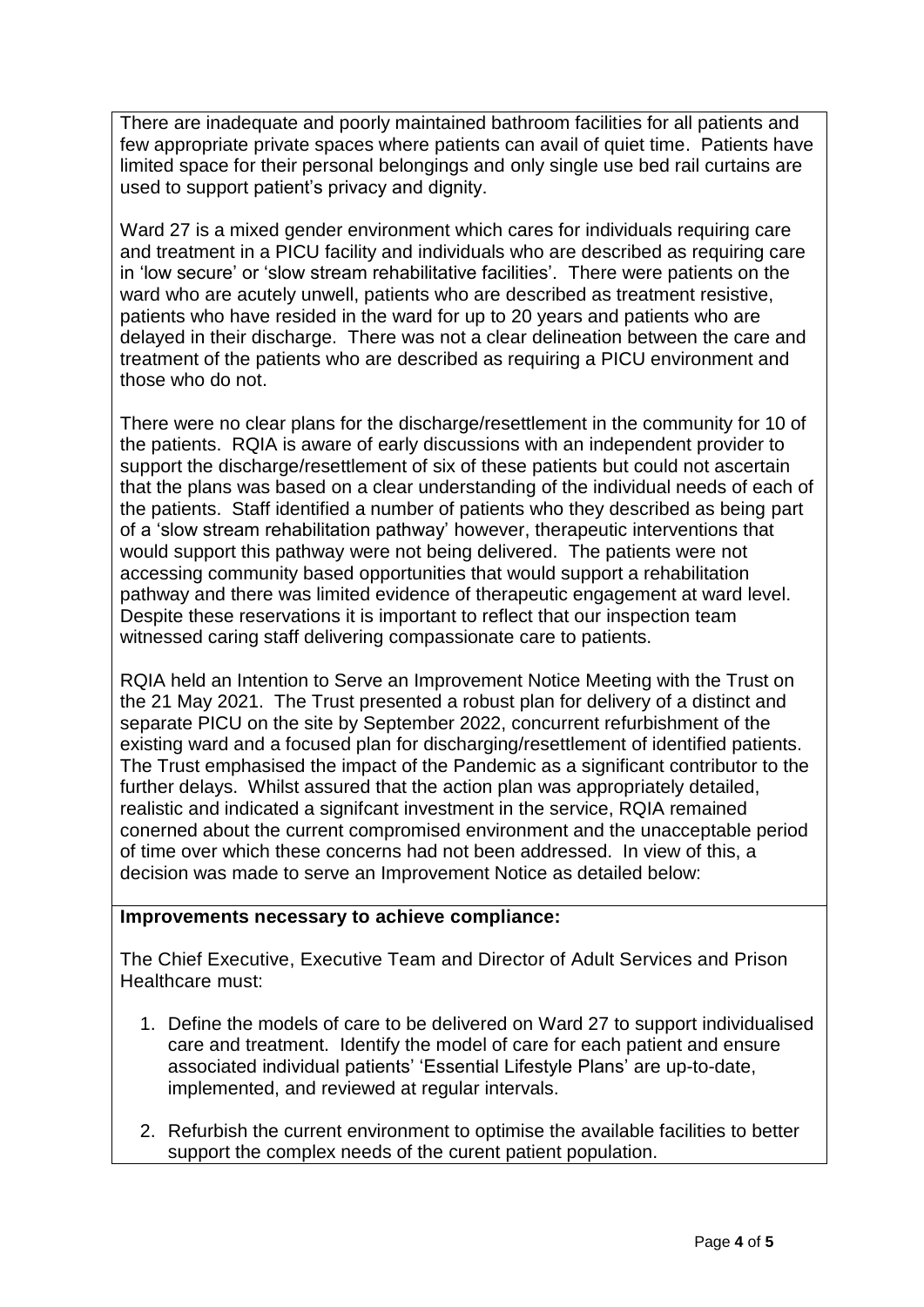There are inadequate and poorly maintained bathroom facilities for all patients and few appropriate private spaces where patients can avail of quiet time. Patients have limited space for their personal belongings and only single use bed rail curtains are used to support patient's privacy and dignity.

Ward 27 is a mixed gender environment which cares for individuals requiring care and treatment in a PICU facility and individuals who are described as requiring care in 'low secure' or 'slow stream rehabilitative facilities'. There were patients on the ward who are acutely unwell, patients who are described as treatment resistive, patients who have resided in the ward for up to 20 years and patients who are delayed in their discharge. There was not a clear delineation between the care and treatment of the patients who are described as requiring a PICU environment and those who do not.

There were no clear plans for the discharge/resettlement in the community for 10 of the patients. RQIA is aware of early discussions with an independent provider to support the discharge/resettlement of six of these patients but could not ascertain that the plans was based on a clear understanding of the individual needs of each of the patients. Staff identified a number of patients who they described as being part of a 'slow stream rehabilitation pathway' however, therapeutic interventions that would support this pathway were not being delivered. The patients were not accessing community based opportunities that would support a rehabilitation pathway and there was limited evidence of therapeutic engagement at ward level. Despite these reservations it is important to reflect that our inspection team witnessed caring staff delivering compassionate care to patients.

RQIA held an Intention to Serve an Improvement Notice Meeting with the Trust on the 21 May 2021. The Trust presented a robust plan for delivery of a distinct and separate PICU on the site by September 2022, concurrent refurbishment of the existing ward and a focused plan for discharging/resettlement of identified patients. The Trust emphasised the impact of the Pandemic as a significant contributor to the further delays. Whilst assured that the action plan was appropriately detailed, realistic and indicated a signifcant investment in the service, RQIA remained conerned about the current compromised environment and the unacceptable period of time over which these concerns had not been addressed. In view of this, a decision was made to serve an Improvement Notice as detailed below:

**Improvements necessary to achieve compliance:**

The Chief Executive, Executive Team and Director of Adult Services and Prison Healthcare must:

1. Define the models of care to be delivered on Ward 27 to support individualised care and treatment. Identify the model of care for each patient and ensure associated individual patients' 'Essential Lifestyle Plans' are up-to-date, implemented, and reviewed at regular intervals.

2. Refurbish the current environment to optimise the available facilities to better support the complex needs of the curent patient population.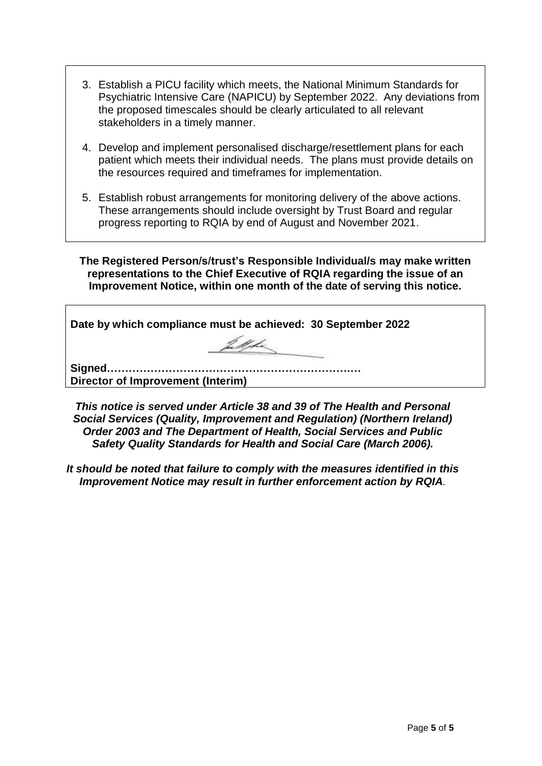3. Establish a PICU facility which meets, the National Minimum Standards for Psychiatric Intensive Care (NAPICU) by September 2022. Any deviations from the proposed timescales should be clearly articulated to all relevant stakeholders in a timely manner.

4. Develop and implement personalised discharge/resettlement plans for each patient which meets their individual needs. The plans must provide details on the resources required and timeframes for implementation.

5. Establish robust arrangements for monitoring delivery of the above actions. These arrangements should include oversight by Trust Board and regular progress reporting to RQIA by end of August and November 2021.

**The Registered Person/s/trust's Responsible Individual/s may make written representations to the Chief Executive of RQIA regarding the issue of an Improvement Notice, within one month of the date of serving this notice.**

**Date by which compliance must be achieved: 30 September 2022**

**Signed………………………………………………………….….**
**Director of Improvement (Interim)**

***This notice is served under Article 38 and 39 of The Health and Personal Social Services (Quality, Improvement and Regulation) (Northern Ireland) Order 2003 and The Department of Health, Social Services and Public Safety Quality Standards for Health and Social Care (March 2006).***

***It should be noted that failure to comply with the measures identified in this Improvement Notice may result in further enforcement action by RQIA.***